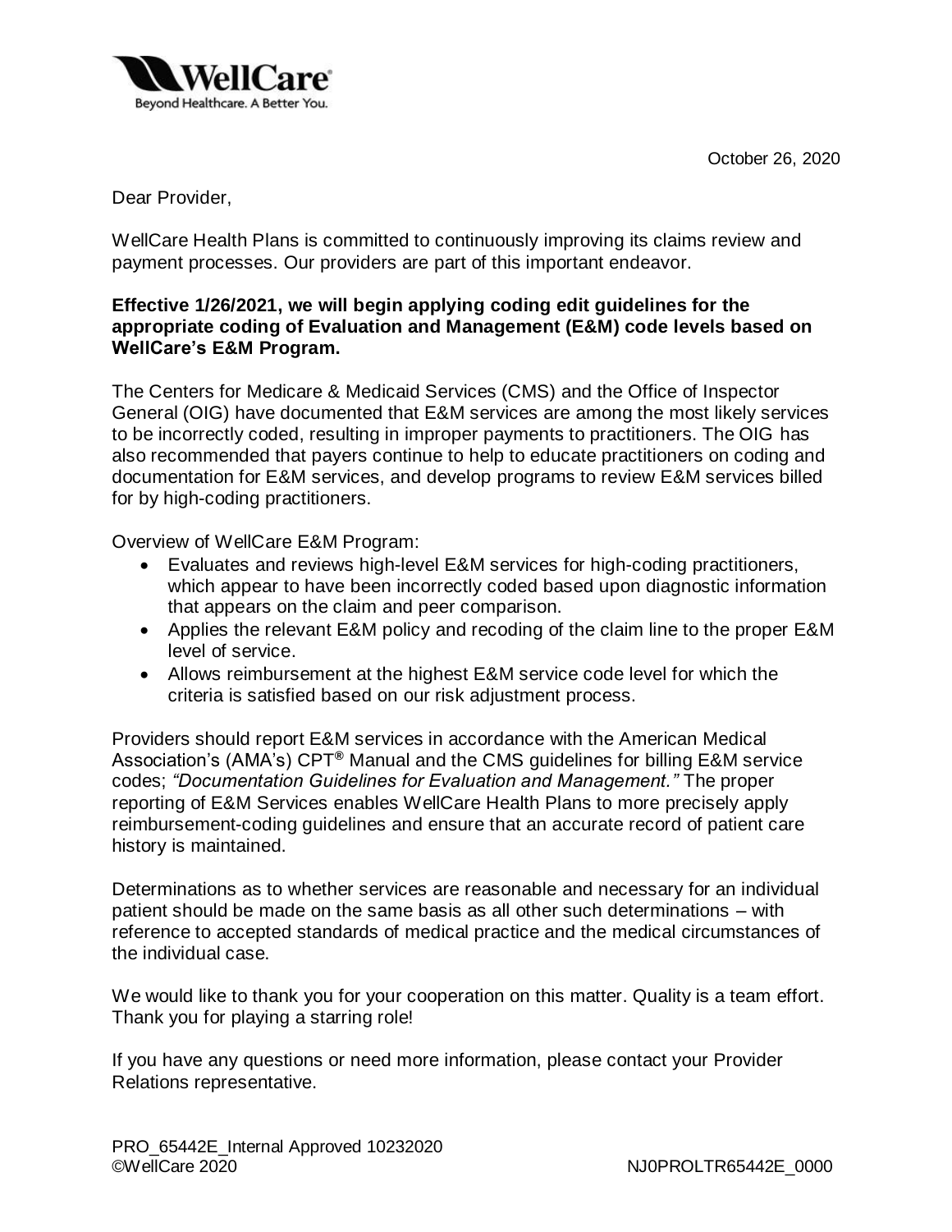**WellCare**
Beyond Healthcare. A Better You.

October 26, 2020

Dear Provider,

WellCare Health Plans is committed to continuously improving its claims review and payment processes. Our providers are part of this important endeavor.

**Effective 1/26/2021, we will begin applying coding edit guidelines for the appropriate coding of Evaluation and Management (E&M) code levels based on WellCare's E&M Program.**

The Centers for Medicare & Medicaid Services (CMS) and the Office of Inspector General (OIG) have documented that E&M services are among the most likely services to be incorrectly coded, resulting in improper payments to practitioners. The OIG has also recommended that payers continue to help to educate practitioners on coding and documentation for E&M services, and develop programs to review E&M services billed for by high-coding practitioners.

Overview of WellCare E&M Program:

- Evaluates and reviews high-level E&M services for high-coding practitioners, which appear to have been incorrectly coded based upon diagnostic information that appears on the claim and peer comparison.
- Applies the relevant E&M policy and recoding of the claim line to the proper E&M level of service.
- Allows reimbursement at the highest E&M service code level for which the criteria is satisfied based on our risk adjustment process.

Providers should report E&M services in accordance with the American Medical Association's (AMA's) CPT® Manual and the CMS guidelines for billing E&M service codes; *"Documentation Guidelines for Evaluation and Management."* The proper reporting of E&M Services enables WellCare Health Plans to more precisely apply reimbursement-coding guidelines and ensure that an accurate record of patient care history is maintained.

Determinations as to whether services are reasonable and necessary for an individual patient should be made on the same basis as all other such determinations – with reference to accepted standards of medical practice and the medical circumstances of the individual case.

We would like to thank you for your cooperation on this matter. Quality is a team effort. Thank you for playing a starring role!

If you have any questions or need more information, please contact your Provider Relations representative.

PRO_65442E_Internal Approved 10232020
©WellCare 2020 NJ0PROLTR65442E_0000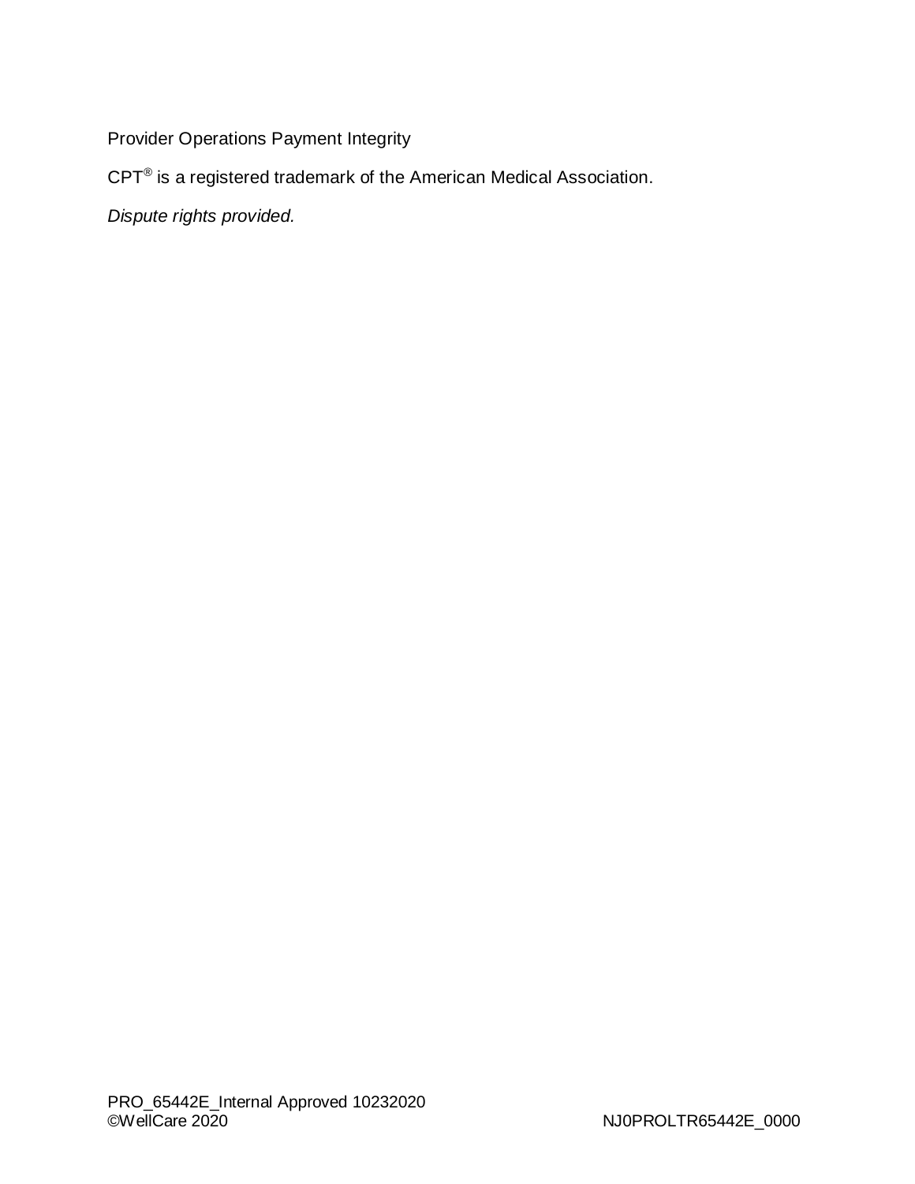Provider Operations Payment Integrity

CPT® is a registered trademark of the American Medical Association.

*Dispute rights provided.*

PRO_65442E_Internal Approved 10232020
©WellCare 2020

NJ0PROLTR65442E_0000